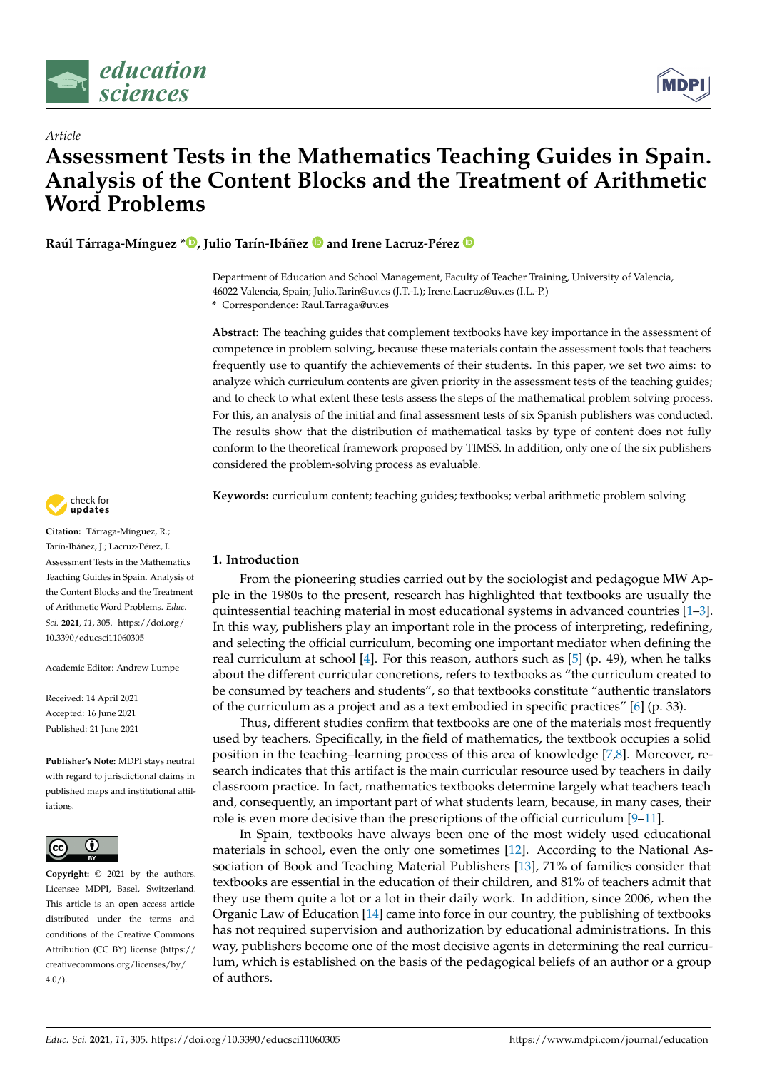*Article*

# Assessment Tests in the Mathematics Teaching Guides in Spain. Analysis of the Content Blocks and the Treatment of Arithmetic Word Problems

**Raúl Tárraga-Mínguez \*, Julio Tarín-Ibáñez and Irene Lacruz-Pérez**

Department of Education and School Management, Faculty of Teacher Training, University of Valencia, 46022 Valencia, Spain; Julio.Tarin@uv.es (J.T.-I.); Irene.Lacruz@uv.es (I.L.-P.)

\* Correspondence: Raul.Tarraga@uv.es

**Abstract:** The teaching guides that complement textbooks have key importance in the assessment of competence in problem solving, because these materials contain the assessment tools that teachers frequently use to quantify the achievements of their students. In this paper, we set two aims: to analyze which curriculum contents are given priority in the assessment tests of the teaching guides; and to check to what extent these tests assess the steps of the mathematical problem solving process. For this, an analysis of the initial and final assessment tests of six Spanish publishers was conducted. The results show that the distribution of mathematical tasks by type of content does not fully conform to the theoretical framework proposed by TIMSS. In addition, only one of the six publishers considered the problem-solving process as evaluable.

**Keywords:** curriculum content; teaching guides; textbooks; verbal arithmetic problem solving

**Citation:** Tárraga-Mínguez, R.; Tarín-Ibáñez, J.; Lacruz-Pérez, I. Assessment Tests in the Mathematics Teaching Guides in Spain. Analysis of the Content Blocks and the Treatment of Arithmetic Word Problems. *Educ. Sci.* **2021**, *11*, 305. https://doi.org/10.3390/educsci11060305

Academic Editor: Andrew Lumpe

Received: 14 April 2021
Accepted: 16 June 2021
Published: 21 June 2021

**Publisher's Note:** MDPI stays neutral with regard to jurisdictional claims in published maps and institutional affiliations.

**Copyright:** © 2021 by the authors. Licensee MDPI, Basel, Switzerland. This article is an open access article distributed under the terms and conditions of the Creative Commons Attribution (CC BY) license (https://creativecommons.org/licenses/by/4.0/).

## 1. Introduction

From the pioneering studies carried out by the sociologist and pedagogue MW Apple in the 1980s to the present, research has highlighted that textbooks are usually the quintessential teaching material in most educational systems in advanced countries [1–3]. In this way, publishers play an important role in the process of interpreting, redefining, and selecting the official curriculum, becoming one important mediator when defining the real curriculum at school [4]. For this reason, authors such as [5] (p. 49), when he talks about the different curricular concretions, refers to textbooks as "the curriculum created to be consumed by teachers and students", so that textbooks constitute "authentic translators of the curriculum as a project and as a text embodied in specific practices" [6] (p. 33).

Thus, different studies confirm that textbooks are one of the materials most frequently used by teachers. Specifically, in the field of mathematics, the textbook occupies a solid position in the teaching–learning process of this area of knowledge [7,8]. Moreover, research indicates that this artifact is the main curricular resource used by teachers in daily classroom practice. In fact, mathematics textbooks determine largely what teachers teach and, consequently, an important part of what students learn, because, in many cases, their role is even more decisive than the prescriptions of the official curriculum [9–11].

In Spain, textbooks have always been one of the most widely used educational materials in school, even the only one sometimes [12]. According to the National Association of Book and Teaching Material Publishers [13], 71% of families consider that textbooks are essential in the education of their children, and 81% of teachers admit that they use them quite a lot or a lot in their daily work. In addition, since 2006, when the Organic Law of Education [14] came into force in our country, the publishing of textbooks has not required supervision and authorization by educational administrations. In this way, publishers become one of the most decisive agents in determining the real curriculum, which is established on the basis of the pedagogical beliefs of an author or a group of authors.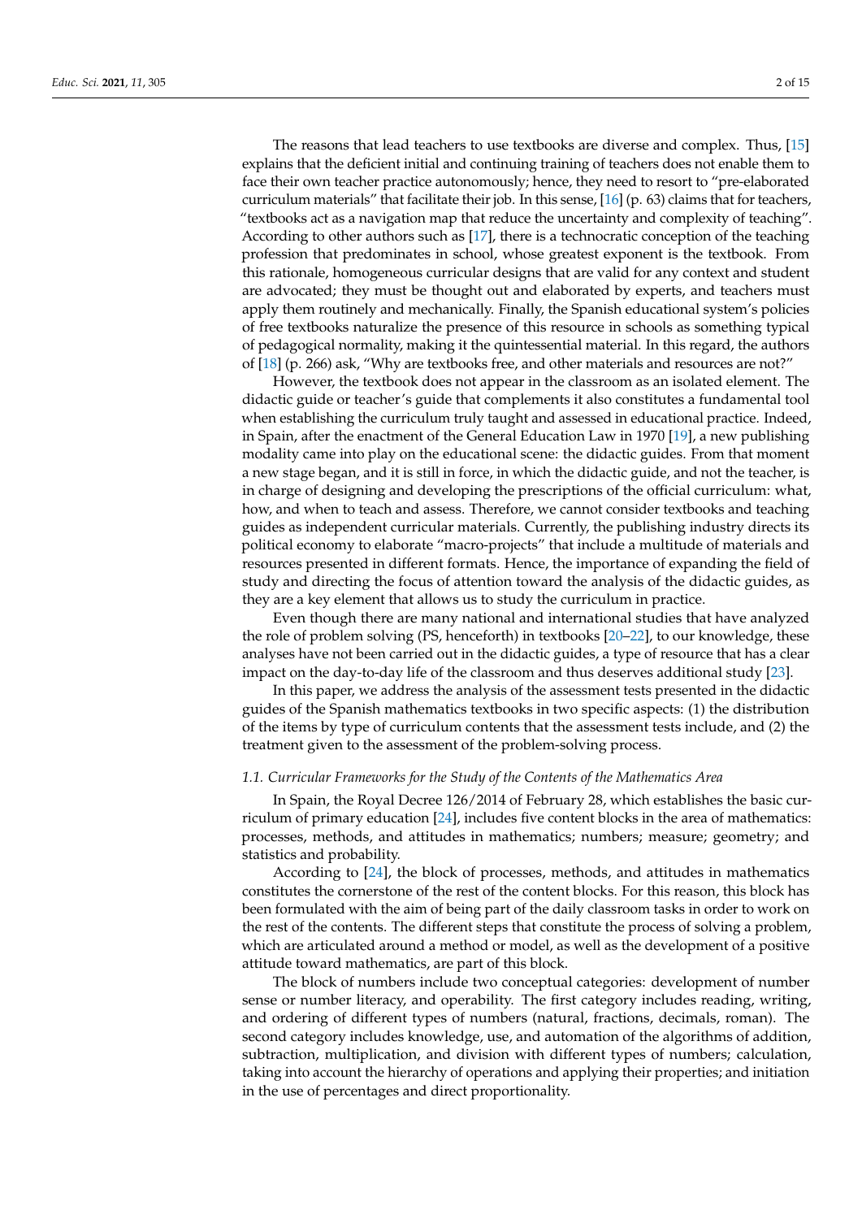The reasons that lead teachers to use textbooks are diverse and complex. Thus, [15] explains that the deficient initial and continuing training of teachers does not enable them to face their own teacher practice autonomously; hence, they need to resort to "pre-elaborated curriculum materials" that facilitate their job. In this sense, [16] (p. 63) claims that for teachers, "textbooks act as a navigation map that reduce the uncertainty and complexity of teaching". According to other authors such as [17], there is a technocratic conception of the teaching profession that predominates in school, whose greatest exponent is the textbook. From this rationale, homogeneous curricular designs that are valid for any context and student are advocated; they must be thought out and elaborated by experts, and teachers must apply them routinely and mechanically. Finally, the Spanish educational system's policies of free textbooks naturalize the presence of this resource in schools as something typical of pedagogical normality, making it the quintessential material. In this regard, the authors of [18] (p. 266) ask, "Why are textbooks free, and other materials and resources are not?"

However, the textbook does not appear in the classroom as an isolated element. The didactic guide or teacher's guide that complements it also constitutes a fundamental tool when establishing the curriculum truly taught and assessed in educational practice. Indeed, in Spain, after the enactment of the General Education Law in 1970 [19], a new publishing modality came into play on the educational scene: the didactic guides. From that moment a new stage began, and it is still in force, in which the didactic guide, and not the teacher, is in charge of designing and developing the prescriptions of the official curriculum: what, how, and when to teach and assess. Therefore, we cannot consider textbooks and teaching guides as independent curricular materials. Currently, the publishing industry directs its political economy to elaborate "macro-projects" that include a multitude of materials and resources presented in different formats. Hence, the importance of expanding the field of study and directing the focus of attention toward the analysis of the didactic guides, as they are a key element that allows us to study the curriculum in practice.

Even though there are many national and international studies that have analyzed the role of problem solving (PS, henceforth) in textbooks [20–22], to our knowledge, these analyses have not been carried out in the didactic guides, a type of resource that has a clear impact on the day-to-day life of the classroom and thus deserves additional study [23].

In this paper, we address the analysis of the assessment tests presented in the didactic guides of the Spanish mathematics textbooks in two specific aspects: (1) the distribution of the items by type of curriculum contents that the assessment tests include, and (2) the treatment given to the assessment of the problem-solving process.

### *1.1. Curricular Frameworks for the Study of the Contents of the Mathematics Area*

In Spain, the Royal Decree 126/2014 of February 28, which establishes the basic curriculum of primary education [24], includes five content blocks in the area of mathematics: processes, methods, and attitudes in mathematics; numbers; measure; geometry; and statistics and probability.

According to [24], the block of processes, methods, and attitudes in mathematics constitutes the cornerstone of the rest of the content blocks. For this reason, this block has been formulated with the aim of being part of the daily classroom tasks in order to work on the rest of the contents. The different steps that constitute the process of solving a problem, which are articulated around a method or model, as well as the development of a positive attitude toward mathematics, are part of this block.

The block of numbers include two conceptual categories: development of number sense or number literacy, and operability. The first category includes reading, writing, and ordering of different types of numbers (natural, fractions, decimals, roman). The second category includes knowledge, use, and automation of the algorithms of addition, subtraction, multiplication, and division with different types of numbers; calculation, taking into account the hierarchy of operations and applying their properties; and initiation in the use of percentages and direct proportionality.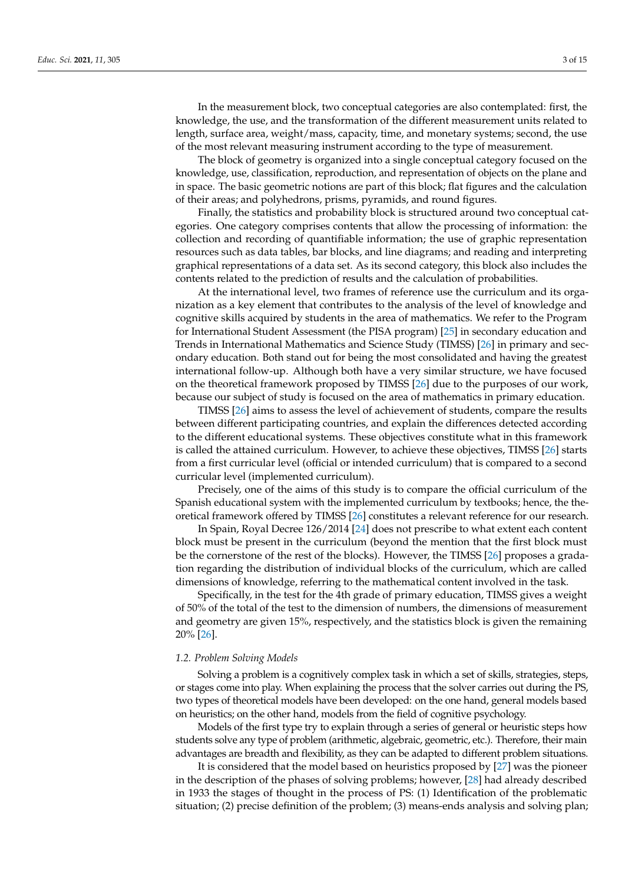In the measurement block, two conceptual categories are also contemplated: first, the knowledge, the use, and the transformation of the different measurement units related to length, surface area, weight/mass, capacity, time, and monetary systems; second, the use of the most relevant measuring instrument according to the type of measurement.

The block of geometry is organized into a single conceptual category focused on the knowledge, use, classification, reproduction, and representation of objects on the plane and in space. The basic geometric notions are part of this block; flat figures and the calculation of their areas; and polyhedrons, prisms, pyramids, and round figures.

Finally, the statistics and probability block is structured around two conceptual categories. One category comprises contents that allow the processing of information: the collection and recording of quantifiable information; the use of graphic representation resources such as data tables, bar blocks, and line diagrams; and reading and interpreting graphical representations of a data set. As its second category, this block also includes the contents related to the prediction of results and the calculation of probabilities.

At the international level, two frames of reference use the curriculum and its organization as a key element that contributes to the analysis of the level of knowledge and cognitive skills acquired by students in the area of mathematics. We refer to the Program for International Student Assessment (the PISA program) [25] in secondary education and Trends in International Mathematics and Science Study (TIMSS) [26] in primary and secondary education. Both stand out for being the most consolidated and having the greatest international follow-up. Although both have a very similar structure, we have focused on the theoretical framework proposed by TIMSS [26] due to the purposes of our work, because our subject of study is focused on the area of mathematics in primary education.

TIMSS [26] aims to assess the level of achievement of students, compare the results between different participating countries, and explain the differences detected according to the different educational systems. These objectives constitute what in this framework is called the attained curriculum. However, to achieve these objectives, TIMSS [26] starts from a first curricular level (official or intended curriculum) that is compared to a second curricular level (implemented curriculum).

Precisely, one of the aims of this study is to compare the official curriculum of the Spanish educational system with the implemented curriculum by textbooks; hence, the theoretical framework offered by TIMSS [26] constitutes a relevant reference for our research.

In Spain, Royal Decree 126/2014 [24] does not prescribe to what extent each content block must be present in the curriculum (beyond the mention that the first block must be the cornerstone of the rest of the blocks). However, the TIMSS [26] proposes a gradation regarding the distribution of individual blocks of the curriculum, which are called dimensions of knowledge, referring to the mathematical content involved in the task.

Specifically, in the test for the 4th grade of primary education, TIMSS gives a weight of 50% of the total of the test to the dimension of numbers, the dimensions of measurement and geometry are given 15%, respectively, and the statistics block is given the remaining 20% [26].

### *1.2. Problem Solving Models*

Solving a problem is a cognitively complex task in which a set of skills, strategies, steps, or stages come into play. When explaining the process that the solver carries out during the PS, two types of theoretical models have been developed: on the one hand, general models based on heuristics; on the other hand, models from the field of cognitive psychology.

Models of the first type try to explain through a series of general or heuristic steps how students solve any type of problem (arithmetic, algebraic, geometric, etc.). Therefore, their main advantages are breadth and flexibility, as they can be adapted to different problem situations.

It is considered that the model based on heuristics proposed by [27] was the pioneer in the description of the phases of solving problems; however, [28] had already described in 1933 the stages of thought in the process of PS: (1) Identification of the problematic situation; (2) precise definition of the problem; (3) means-ends analysis and solving plan;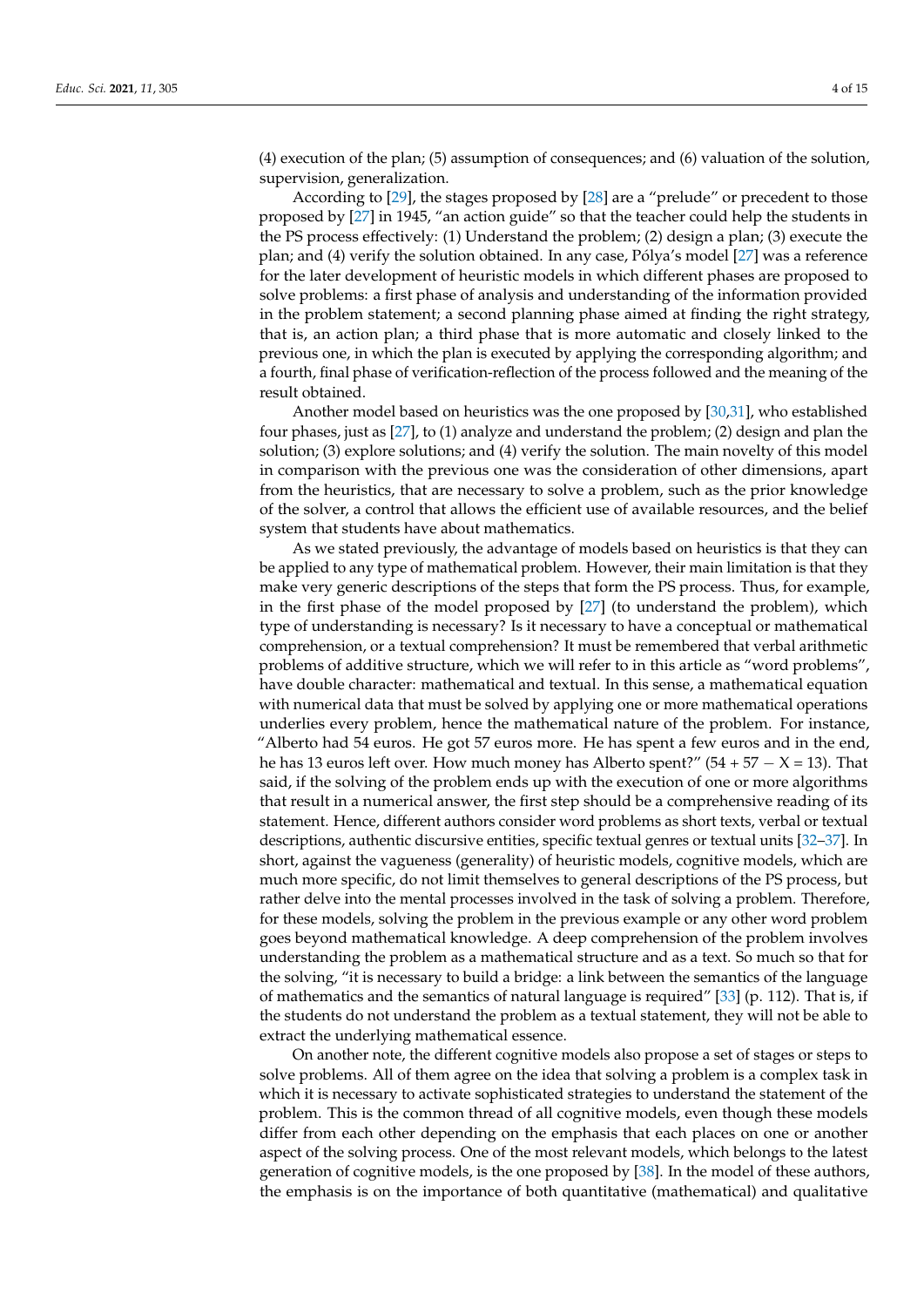(4) execution of the plan; (5) assumption of consequences; and (6) valuation of the solution, supervision, generalization.

According to [29], the stages proposed by [28] are a "prelude" or precedent to those proposed by [27] in 1945, "an action guide" so that the teacher could help the students in the PS process effectively: (1) Understand the problem; (2) design a plan; (3) execute the plan; and (4) verify the solution obtained. In any case, Pólya's model [27] was a reference for the later development of heuristic models in which different phases are proposed to solve problems: a first phase of analysis and understanding of the information provided in the problem statement; a second planning phase aimed at finding the right strategy, that is, an action plan; a third phase that is more automatic and closely linked to the previous one, in which the plan is executed by applying the corresponding algorithm; and a fourth, final phase of verification-reflection of the process followed and the meaning of the result obtained.

Another model based on heuristics was the one proposed by [30,31], who established four phases, just as [27], to (1) analyze and understand the problem; (2) design and plan the solution; (3) explore solutions; and (4) verify the solution. The main novelty of this model in comparison with the previous one was the consideration of other dimensions, apart from the heuristics, that are necessary to solve a problem, such as the prior knowledge of the solver, a control that allows the efficient use of available resources, and the belief system that students have about mathematics.

As we stated previously, the advantage of models based on heuristics is that they can be applied to any type of mathematical problem. However, their main limitation is that they make very generic descriptions of the steps that form the PS process. Thus, for example, in the first phase of the model proposed by [27] (to understand the problem), which type of understanding is necessary? Is it necessary to have a conceptual or mathematical comprehension, or a textual comprehension? It must be remembered that verbal arithmetic problems of additive structure, which we will refer to in this article as "word problems", have double character: mathematical and textual. In this sense, a mathematical equation with numerical data that must be solved by applying one or more mathematical operations underlies every problem, hence the mathematical nature of the problem. For instance, "Alberto had 54 euros. He got 57 euros more. He has spent a few euros and in the end, he has 13 euros left over. How much money has Alberto spent?" ($54 + 57 - X = 13$). That said, if the solving of the problem ends up with the execution of one or more algorithms that result in a numerical answer, the first step should be a comprehensive reading of its statement. Hence, different authors consider word problems as short texts, verbal or textual descriptions, authentic discursive entities, specific textual genres or textual units [32–37]. In short, against the vagueness (generality) of heuristic models, cognitive models, which are much more specific, do not limit themselves to general descriptions of the PS process, but rather delve into the mental processes involved in the task of solving a problem. Therefore, for these models, solving the problem in the previous example or any other word problem goes beyond mathematical knowledge. A deep comprehension of the problem involves understanding the problem as a mathematical structure and as a text. So much so that for the solving, "it is necessary to build a bridge: a link between the semantics of the language of mathematics and the semantics of natural language is required" [33] (p. 112). That is, if the students do not understand the problem as a textual statement, they will not be able to extract the underlying mathematical essence.

On another note, the different cognitive models also propose a set of stages or steps to solve problems. All of them agree on the idea that solving a problem is a complex task in which it is necessary to activate sophisticated strategies to understand the statement of the problem. This is the common thread of all cognitive models, even though these models differ from each other depending on the emphasis that each places on one or another aspect of the solving process. One of the most relevant models, which belongs to the latest generation of cognitive models, is the one proposed by [38]. In the model of these authors, the emphasis is on the importance of both quantitative (mathematical) and qualitative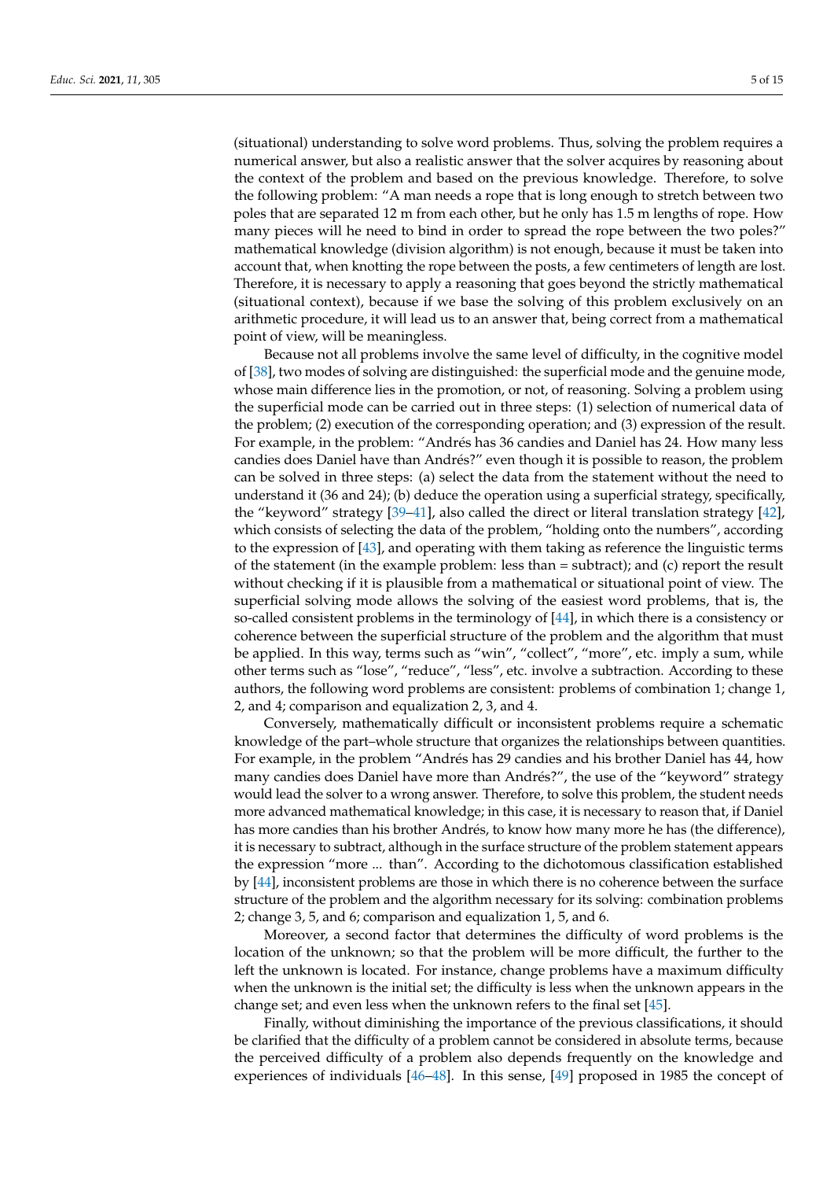(situational) understanding to solve word problems. Thus, solving the problem requires a numerical answer, but also a realistic answer that the solver acquires by reasoning about the context of the problem and based on the previous knowledge. Therefore, to solve the following problem: "A man needs a rope that is long enough to stretch between two poles that are separated 12 m from each other, but he only has 1.5 m lengths of rope. How many pieces will he need to bind in order to spread the rope between the two poles?" mathematical knowledge (division algorithm) is not enough, because it must be taken into account that, when knotting the rope between the posts, a few centimeters of length are lost. Therefore, it is necessary to apply a reasoning that goes beyond the strictly mathematical (situational context), because if we base the solving of this problem exclusively on an arithmetic procedure, it will lead us to an answer that, being correct from a mathematical point of view, will be meaningless.

Because not all problems involve the same level of difficulty, in the cognitive model of [38], two modes of solving are distinguished: the superficial mode and the genuine mode, whose main difference lies in the promotion, or not, of reasoning. Solving a problem using the superficial mode can be carried out in three steps: (1) selection of numerical data of the problem; (2) execution of the corresponding operation; and (3) expression of the result. For example, in the problem: "Andrés has 36 candies and Daniel has 24. How many less candies does Daniel have than Andrés?" even though it is possible to reason, the problem can be solved in three steps: (a) select the data from the statement without the need to understand it (36 and 24); (b) deduce the operation using a superficial strategy, specifically, the "keyword" strategy [39–41], also called the direct or literal translation strategy [42], which consists of selecting the data of the problem, "holding onto the numbers", according to the expression of [43], and operating with them taking as reference the linguistic terms of the statement (in the example problem: less than = subtract); and (c) report the result without checking if it is plausible from a mathematical or situational point of view. The superficial solving mode allows the solving of the easiest word problems, that is, the so-called consistent problems in the terminology of [44], in which there is a consistency or coherence between the superficial structure of the problem and the algorithm that must be applied. In this way, terms such as "win", "collect", "more", etc. imply a sum, while other terms such as "lose", "reduce", "less", etc. involve a subtraction. According to these authors, the following word problems are consistent: problems of combination 1; change 1, 2, and 4; comparison and equalization 2, 3, and 4.

Conversely, mathematically difficult or inconsistent problems require a schematic knowledge of the part–whole structure that organizes the relationships between quantities. For example, in the problem "Andrés has 29 candies and his brother Daniel has 44, how many candies does Daniel have more than Andrés?", the use of the "keyword" strategy would lead the solver to a wrong answer. Therefore, to solve this problem, the student needs more advanced mathematical knowledge; in this case, it is necessary to reason that, if Daniel has more candies than his brother Andrés, to know how many more he has (the difference), it is necessary to subtract, although in the surface structure of the problem statement appears the expression "more ... than". According to the dichotomous classification established by [44], inconsistent problems are those in which there is no coherence between the surface structure of the problem and the algorithm necessary for its solving: combination problems 2; change 3, 5, and 6; comparison and equalization 1, 5, and 6.

Moreover, a second factor that determines the difficulty of word problems is the location of the unknown; so that the problem will be more difficult, the further to the left the unknown is located. For instance, change problems have a maximum difficulty when the unknown is the initial set; the difficulty is less when the unknown appears in the change set; and even less when the unknown refers to the final set [45].

Finally, without diminishing the importance of the previous classifications, it should be clarified that the difficulty of a problem cannot be considered in absolute terms, because the perceived difficulty of a problem also depends frequently on the knowledge and experiences of individuals [46–48]. In this sense, [49] proposed in 1985 the concept of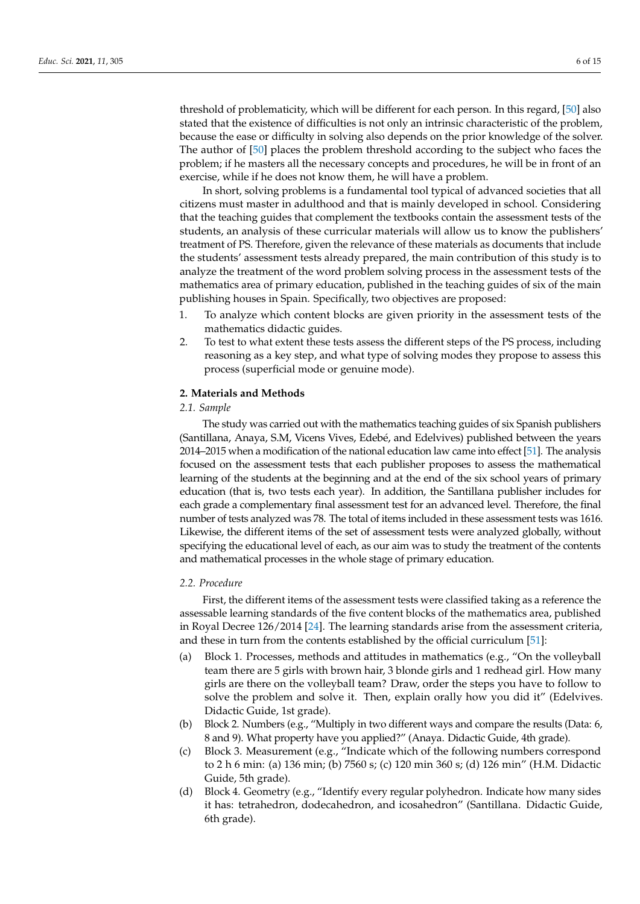threshold of problematicity, which will be different for each person. In this regard, [50] also stated that the existence of difficulties is not only an intrinsic characteristic of the problem, because the ease or difficulty in solving also depends on the prior knowledge of the solver. The author of [50] places the problem threshold according to the subject who faces the problem; if he masters all the necessary concepts and procedures, he will be in front of an exercise, while if he does not know them, he will have a problem.

In short, solving problems is a fundamental tool typical of advanced societies that all citizens must master in adulthood and that is mainly developed in school. Considering that the teaching guides that complement the textbooks contain the assessment tests of the students, an analysis of these curricular materials will allow us to know the publishers' treatment of PS. Therefore, given the relevance of these materials as documents that include the students' assessment tests already prepared, the main contribution of this study is to analyze the treatment of the word problem solving process in the assessment tests of the mathematics area of primary education, published in the teaching guides of six of the main publishing houses in Spain. Specifically, two objectives are proposed:

1. To analyze which content blocks are given priority in the assessment tests of the mathematics didactic guides.
2. To test to what extent these tests assess the different steps of the PS process, including reasoning as a key step, and what type of solving modes they propose to assess this process (superficial mode or genuine mode).

## 2. Materials and Methods

### 2.1. Sample

The study was carried out with the mathematics teaching guides of six Spanish publishers (Santillana, Anaya, S.M, Vicens Vives, Edebé, and Edelvives) published between the years 2014–2015 when a modification of the national education law came into effect [51]. The analysis focused on the assessment tests that each publisher proposes to assess the mathematical learning of the students at the beginning and at the end of the six school years of primary education (that is, two tests each year). In addition, the Santillana publisher includes for each grade a complementary final assessment test for an advanced level. Therefore, the final number of tests analyzed was 78. The total of items included in these assessment tests was 1616. Likewise, the different items of the set of assessment tests were analyzed globally, without specifying the educational level of each, as our aim was to study the treatment of the contents and mathematical processes in the whole stage of primary education.

### 2.2. Procedure

First, the different items of the assessment tests were classified taking as a reference the assessable learning standards of the five content blocks of the mathematics area, published in Royal Decree 126/2014 [24]. The learning standards arise from the assessment criteria, and these in turn from the contents established by the official curriculum [51]:

(a) Block 1. Processes, methods and attitudes in mathematics (e.g., "On the volleyball team there are 5 girls with brown hair, 3 blonde girls and 1 redhead girl. How many girls are there on the volleyball team? Draw, order the steps you have to follow to solve the problem and solve it. Then, explain orally how you did it" (Edelvives. Didactic Guide, 1st grade).
(b) Block 2. Numbers (e.g., "Multiply in two different ways and compare the results (Data: 6, 8 and 9). What property have you applied?" (Anaya. Didactic Guide, 4th grade).
(c) Block 3. Measurement (e.g., "Indicate which of the following numbers correspond to 2 h 6 min: (a) 136 min; (b) 7560 s; (c) 120 min 360 s; (d) 126 min" (H.M. Didactic Guide, 5th grade).
(d) Block 4. Geometry (e.g., "Identify every regular polyhedron. Indicate how many sides it has: tetrahedron, dodecahedron, and icosahedron" (Santillana. Didactic Guide, 6th grade).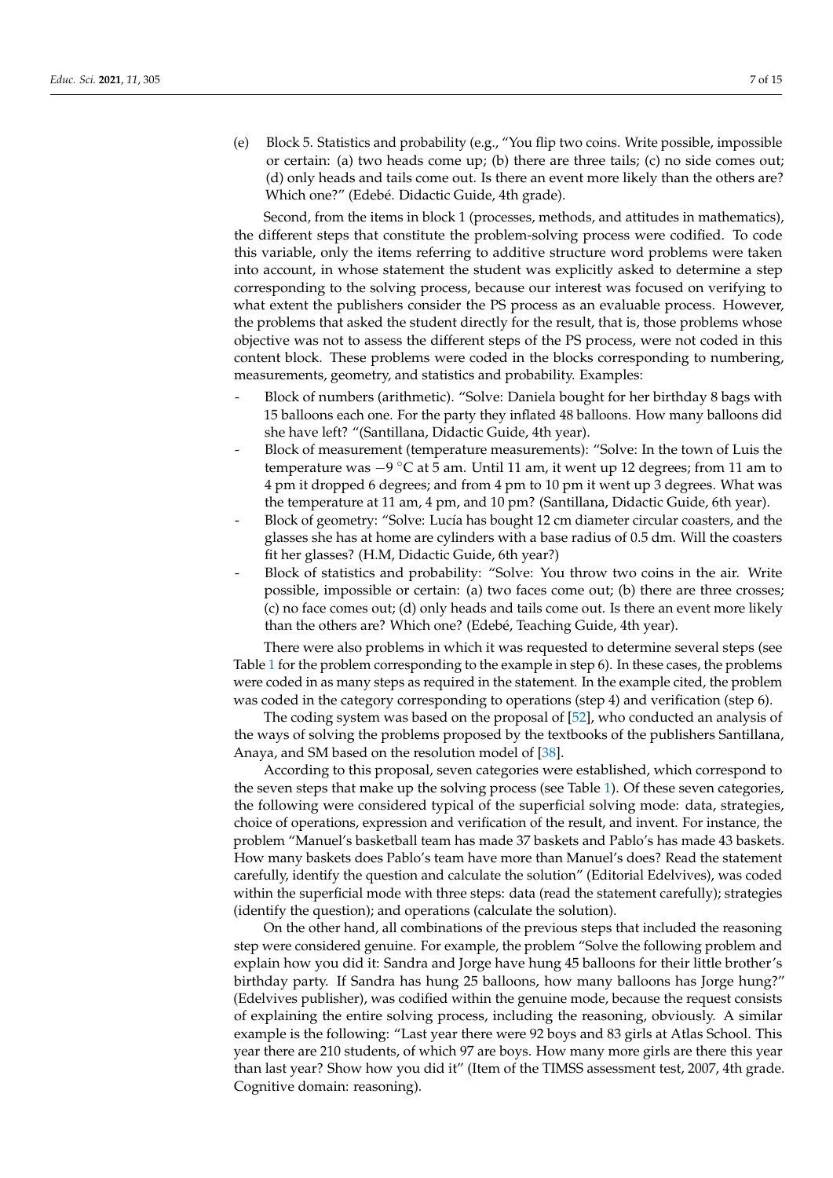(e) Block 5. Statistics and probability (e.g., "You flip two coins. Write possible, impossible or certain: (a) two heads come up; (b) there are three tails; (c) no side comes out; (d) only heads and tails come out. Is there an event more likely than the others are? Which one?" (Edebé. Didactic Guide, 4th grade).

Second, from the items in block 1 (processes, methods, and attitudes in mathematics), the different steps that constitute the problem-solving process were codified. To code this variable, only the items referring to additive structure word problems were taken into account, in whose statement the student was explicitly asked to determine a step corresponding to the solving process, because our interest was focused on verifying to what extent the publishers consider the PS process as an evaluable process. However, the problems that asked the student directly for the result, that is, those problems whose objective was not to assess the different steps of the PS process, were not coded in this content block. These problems were coded in the blocks corresponding to numbering, measurements, geometry, and statistics and probability. Examples:

- Block of numbers (arithmetic). "Solve: Daniela bought for her birthday 8 bags with 15 balloons each one. For the party they inflated 48 balloons. How many balloons did she have left? "(Santillana, Didactic Guide, 4th year).
- Block of measurement (temperature measurements): "Solve: In the town of Luis the temperature was −9 °C at 5 am. Until 11 am, it went up 12 degrees; from 11 am to 4 pm it dropped 6 degrees; and from 4 pm to 10 pm it went up 3 degrees. What was the temperature at 11 am, 4 pm, and 10 pm? (Santillana, Didactic Guide, 6th year).
- Block of geometry: "Solve: Lucía has bought 12 cm diameter circular coasters, and the glasses she has at home are cylinders with a base radius of 0.5 dm. Will the coasters fit her glasses? (H.M, Didactic Guide, 6th year?)
- Block of statistics and probability: "Solve: You throw two coins in the air. Write possible, impossible or certain: (a) two faces come out; (b) there are three crosses; (c) no face comes out; (d) only heads and tails come out. Is there an event more likely than the others are? Which one? (Edebé, Teaching Guide, 4th year).

There were also problems in which it was requested to determine several steps (see Table 1 for the problem corresponding to the example in step 6). In these cases, the problems were coded in as many steps as required in the statement. In the example cited, the problem was coded in the category corresponding to operations (step 4) and verification (step 6).

The coding system was based on the proposal of [52], who conducted an analysis of the ways of solving the problems proposed by the textbooks of the publishers Santillana, Anaya, and SM based on the resolution model of [38].

According to this proposal, seven categories were established, which correspond to the seven steps that make up the solving process (see Table 1). Of these seven categories, the following were considered typical of the superficial solving mode: data, strategies, choice of operations, expression and verification of the result, and invent. For instance, the problem "Manuel's basketball team has made 37 baskets and Pablo's has made 43 baskets. How many baskets does Pablo's team have more than Manuel's does? Read the statement carefully, identify the question and calculate the solution" (Editorial Edelvives), was coded within the superficial mode with three steps: data (read the statement carefully); strategies (identify the question); and operations (calculate the solution).

On the other hand, all combinations of the previous steps that included the reasoning step were considered genuine. For example, the problem "Solve the following problem and explain how you did it: Sandra and Jorge have hung 45 balloons for their little brother's birthday party. If Sandra has hung 25 balloons, how many balloons has Jorge hung?" (Edelvives publisher), was codified within the genuine mode, because the request consists of explaining the entire solving process, including the reasoning, obviously. A similar example is the following: "Last year there were 92 boys and 83 girls at Atlas School. This year there are 210 students, of which 97 are boys. How many more girls are there this year than last year? Show how you did it" (Item of the TIMSS assessment test, 2007, 4th grade. Cognitive domain: reasoning).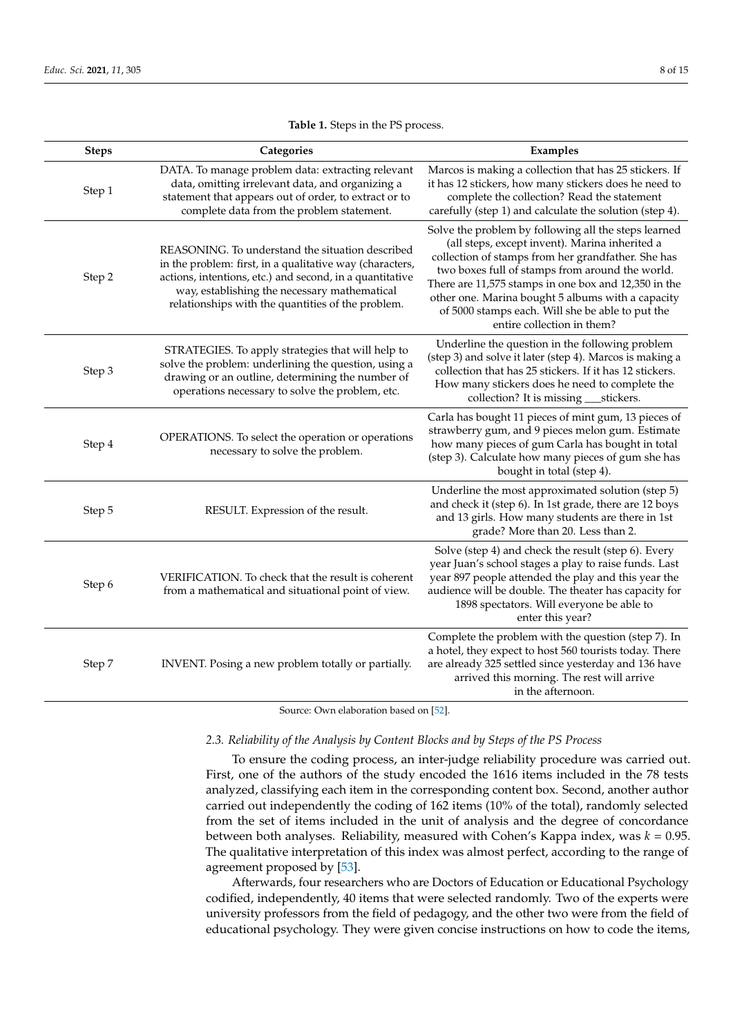**Table 1.** Steps in the PS process.

| Steps | Categories | Examples |
|---|---|---|
| Step 1 | DATA. To manage problem data: extracting relevant data, omitting irrelevant data, and organizing a statement that appears out of order, to extract or to complete data from the problem statement. | Marcos is making a collection that has 25 stickers. If it has 12 stickers, how many stickers does he need to complete the collection? Read the statement carefully (step 1) and calculate the solution (step 4). |
| Step 2 | REASONING. To understand the situation described in the problem: first, in a qualitative way (characters, actions, intentions, etc.) and second, in a quantitative way, establishing the necessary mathematical relationships with the quantities of the problem. | Solve the problem by following all the steps learned (all steps, except invent). Marina inherited a collection of stamps from her grandfather. She has two boxes full of stamps from around the world. There are 11,575 stamps in one box and 12,350 in the other one. Marina bought 5 albums with a capacity of 5000 stamps each. Will she be able to put the entire collection in them? |
| Step 3 | STRATEGIES. To apply strategies that will help to solve the problem: underlining the question, using a drawing or an outline, determining the number of operations necessary to solve the problem, etc. | Underline the question in the following problem (step 3) and solve it later (step 4). Marcos is making a collection that has 25 stickers. If it has 12 stickers. How many stickers does he need to complete the collection? It is missing ___stickers. |
| Step 4 | OPERATIONS. To select the operation or operations necessary to solve the problem. | Carla has bought 11 pieces of mint gum, 13 pieces of strawberry gum, and 9 pieces melon gum. Estimate how many pieces of gum Carla has bought in total (step 3). Calculate how many pieces of gum she has bought in total (step 4). |
| Step 5 | RESULT. Expression of the result. | Underline the most approximated solution (step 5) and check it (step 6). In 1st grade, there are 12 boys and 13 girls. How many students are there in 1st grade? More than 20. Less than 2. |
| Step 6 | VERIFICATION. To check that the result is coherent from a mathematical and situational point of view. | Solve (step 4) and check the result (step 6). Every year Juan's school stages a play to raise funds. Last year 897 people attended the play and this year the audience will be double. The theater has capacity for 1898 spectators. Will everyone be able to enter this year? |
| Step 7 | INVENT. Posing a new problem totally or partially. | Complete the problem with the question (step 7). In a hotel, they expect to host 560 tourists today. There are already 325 settled since yesterday and 136 have arrived this morning. The rest will arrive in the afternoon. |

Source: Own elaboration based on [52].

### 2.3. Reliability of the Analysis by Content Blocks and by Steps of the PS Process

To ensure the coding process, an inter-judge reliability procedure was carried out. First, one of the authors of the study encoded the 1616 items included in the 78 tests analyzed, classifying each item in the corresponding content box. Second, another author carried out independently the coding of 162 items (10% of the total), randomly selected from the set of items included in the unit of analysis and the degree of concordance between both analyses. Reliability, measured with Cohen's Kappa index, was $k = 0.95$. The qualitative interpretation of this index was almost perfect, according to the range of agreement proposed by [53].

Afterwards, four researchers who are Doctors of Education or Educational Psychology codified, independently, 40 items that were selected randomly. Two of the experts were university professors from the field of pedagogy, and the other two were from the field of educational psychology. They were given concise instructions on how to code the items,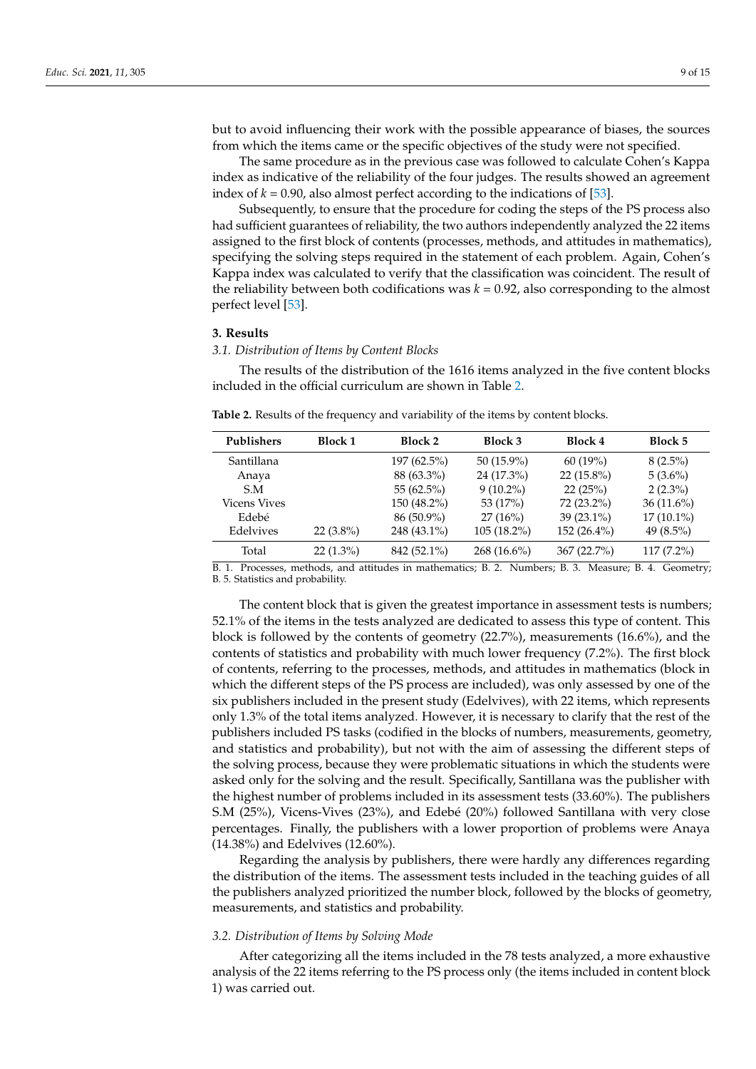but to avoid influencing their work with the possible appearance of biases, the sources from which the items came or the specific objectives of the study were not specified.

The same procedure as in the previous case was followed to calculate Cohen's Kappa index as indicative of the reliability of the four judges. The results showed an agreement index of $k = 0.90$, also almost perfect according to the indications of [53].

Subsequently, to ensure that the procedure for coding the steps of the PS process also had sufficient guarantees of reliability, the two authors independently analyzed the 22 items assigned to the first block of contents (processes, methods, and attitudes in mathematics), specifying the solving steps required in the statement of each problem. Again, Cohen's Kappa index was calculated to verify that the classification was coincident. The result of the reliability between both codifications was $k = 0.92$, also corresponding to the almost perfect level [53].

## 3. Results

### 3.1. Distribution of Items by Content Blocks

The results of the distribution of the 1616 items analyzed in the five content blocks included in the official curriculum are shown in Table 2.

**Table 2.** Results of the frequency and variability of the items by content blocks.

| Publishers | Block 1 | Block 2 | Block 3 | Block 4 | Block 5 |
|---|---|---|---|---|---|
| Santillana | | 197 (62.5%) | 50 (15.9%) | 60 (19%) | 8 (2.5%) |
| Anaya | | 88 (63.3%) | 24 (17.3%) | 22 (15.8%) | 5 (3.6%) |
| S.M | | 55 (62.5%) | 9 (10.2%) | 22 (25%) | 2 (2.3%) |
| Vicens Vives | | 150 (48.2%) | 53 (17%) | 72 (23.2%) | 36 (11.6%) |
| Edebé | | 86 (50.9%) | 27 (16%) | 39 (23.1%) | 17 (10.1%) |
| Edelvives | 22 (3.8%) | 248 (43.1%) | 105 (18.2%) | 152 (26.4%) | 49 (8.5%) |
| Total | 22 (1.3%) | 842 (52.1%) | 268 (16.6%) | 367 (22.7%) | 117 (7.2%) |

B. 1. Processes, methods, and attitudes in mathematics; B. 2. Numbers; B. 3. Measure; B. 4. Geometry; B. 5. Statistics and probability.

The content block that is given the greatest importance in assessment tests is numbers; 52.1% of the items in the tests analyzed are dedicated to assess this type of content. This block is followed by the contents of geometry (22.7%), measurements (16.6%), and the contents of statistics and probability with much lower frequency (7.2%). The first block of contents, referring to the processes, methods, and attitudes in mathematics (block in which the different steps of the PS process are included), was only assessed by one of the six publishers included in the present study (Edelvives), with 22 items, which represents only 1.3% of the total items analyzed. However, it is necessary to clarify that the rest of the publishers included PS tasks (codified in the blocks of numbers, measurements, geometry, and statistics and probability), but not with the aim of assessing the different steps of the solving process, because they were problematic situations in which the students were asked only for the solving and the result. Specifically, Santillana was the publisher with the highest number of problems included in its assessment tests (33.60%). The publishers S.M (25%), Vicens-Vives (23%), and Edebé (20%) followed Santillana with very close percentages. Finally, the publishers with a lower proportion of problems were Anaya (14.38%) and Edelvives (12.60%).

Regarding the analysis by publishers, there were hardly any differences regarding the distribution of the items. The assessment tests included in the teaching guides of all the publishers analyzed prioritized the number block, followed by the blocks of geometry, measurements, and statistics and probability.

### 3.2. Distribution of Items by Solving Mode

After categorizing all the items included in the 78 tests analyzed, a more exhaustive analysis of the 22 items referring to the PS process only (the items included in content block 1) was carried out.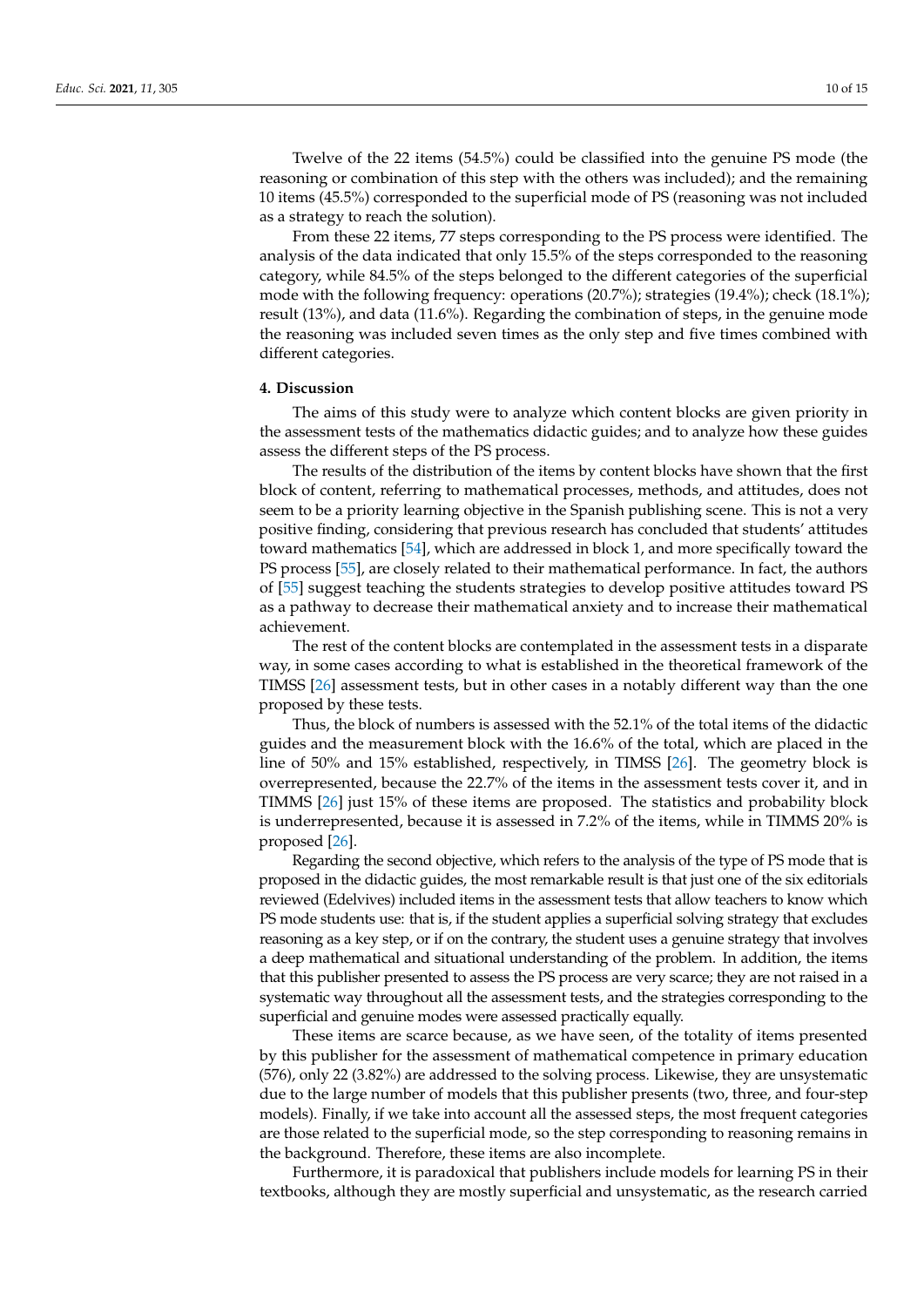Twelve of the 22 items (54.5%) could be classified into the genuine PS mode (the reasoning or combination of this step with the others was included); and the remaining 10 items (45.5%) corresponded to the superficial mode of PS (reasoning was not included as a strategy to reach the solution).

From these 22 items, 77 steps corresponding to the PS process were identified. The analysis of the data indicated that only 15.5% of the steps corresponded to the reasoning category, while 84.5% of the steps belonged to the different categories of the superficial mode with the following frequency: operations (20.7%); strategies (19.4%); check (18.1%); result (13%), and data (11.6%). Regarding the combination of steps, in the genuine mode the reasoning was included seven times as the only step and five times combined with different categories.

## 4. Discussion

The aims of this study were to analyze which content blocks are given priority in the assessment tests of the mathematics didactic guides; and to analyze how these guides assess the different steps of the PS process.

The results of the distribution of the items by content blocks have shown that the first block of content, referring to mathematical processes, methods, and attitudes, does not seem to be a priority learning objective in the Spanish publishing scene. This is not a very positive finding, considering that previous research has concluded that students' attitudes toward mathematics [54], which are addressed in block 1, and more specifically toward the PS process [55], are closely related to their mathematical performance. In fact, the authors of [55] suggest teaching the students strategies to develop positive attitudes toward PS as a pathway to decrease their mathematical anxiety and to increase their mathematical achievement.

The rest of the content blocks are contemplated in the assessment tests in a disparate way, in some cases according to what is established in the theoretical framework of the TIMSS [26] assessment tests, but in other cases in a notably different way than the one proposed by these tests.

Thus, the block of numbers is assessed with the 52.1% of the total items of the didactic guides and the measurement block with the 16.6% of the total, which are placed in the line of 50% and 15% established, respectively, in TIMSS [26]. The geometry block is overrepresented, because the 22.7% of the items in the assessment tests cover it, and in TIMMS [26] just 15% of these items are proposed. The statistics and probability block is underrepresented, because it is assessed in 7.2% of the items, while in TIMMS 20% is proposed [26].

Regarding the second objective, which refers to the analysis of the type of PS mode that is proposed in the didactic guides, the most remarkable result is that just one of the six editorials reviewed (Edelvives) included items in the assessment tests that allow teachers to know which PS mode students use: that is, if the student applies a superficial solving strategy that excludes reasoning as a key step, or if on the contrary, the student uses a genuine strategy that involves a deep mathematical and situational understanding of the problem. In addition, the items that this publisher presented to assess the PS process are very scarce; they are not raised in a systematic way throughout all the assessment tests, and the strategies corresponding to the superficial and genuine modes were assessed practically equally.

These items are scarce because, as we have seen, of the totality of items presented by this publisher for the assessment of mathematical competence in primary education (576), only 22 (3.82%) are addressed to the solving process. Likewise, they are unsystematic due to the large number of models that this publisher presents (two, three, and four-step models). Finally, if we take into account all the assessed steps, the most frequent categories are those related to the superficial mode, so the step corresponding to reasoning remains in the background. Therefore, these items are also incomplete.

Furthermore, it is paradoxical that publishers include models for learning PS in their textbooks, although they are mostly superficial and unsystematic, as the research carried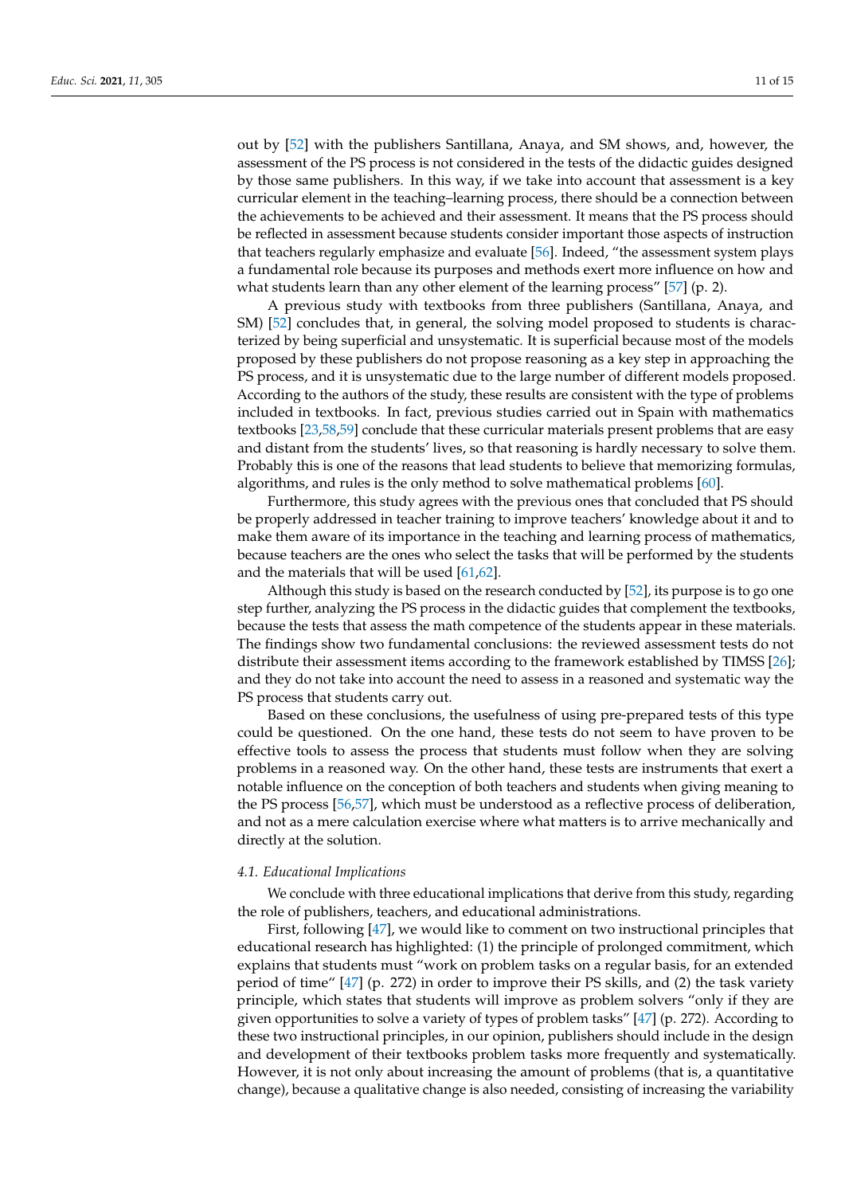out by [52] with the publishers Santillana, Anaya, and SM shows, and, however, the assessment of the PS process is not considered in the tests of the didactic guides designed by those same publishers. In this way, if we take into account that assessment is a key curricular element in the teaching–learning process, there should be a connection between the achievements to be achieved and their assessment. It means that the PS process should be reflected in assessment because students consider important those aspects of instruction that teachers regularly emphasize and evaluate [56]. Indeed, "the assessment system plays a fundamental role because its purposes and methods exert more influence on how and what students learn than any other element of the learning process" [57] (p. 2).

A previous study with textbooks from three publishers (Santillana, Anaya, and SM) [52] concludes that, in general, the solving model proposed to students is characterized by being superficial and unsystematic. It is superficial because most of the models proposed by these publishers do not propose reasoning as a key step in approaching the PS process, and it is unsystematic due to the large number of different models proposed. According to the authors of the study, these results are consistent with the type of problems included in textbooks. In fact, previous studies carried out in Spain with mathematics textbooks [23,58,59] conclude that these curricular materials present problems that are easy and distant from the students' lives, so that reasoning is hardly necessary to solve them. Probably this is one of the reasons that lead students to believe that memorizing formulas, algorithms, and rules is the only method to solve mathematical problems [60].

Furthermore, this study agrees with the previous ones that concluded that PS should be properly addressed in teacher training to improve teachers' knowledge about it and to make them aware of its importance in the teaching and learning process of mathematics, because teachers are the ones who select the tasks that will be performed by the students and the materials that will be used [61,62].

Although this study is based on the research conducted by [52], its purpose is to go one step further, analyzing the PS process in the didactic guides that complement the textbooks, because the tests that assess the math competence of the students appear in these materials. The findings show two fundamental conclusions: the reviewed assessment tests do not distribute their assessment items according to the framework established by TIMSS [26]; and they do not take into account the need to assess in a reasoned and systematic way the PS process that students carry out.

Based on these conclusions, the usefulness of using pre-prepared tests of this type could be questioned. On the one hand, these tests do not seem to have proven to be effective tools to assess the process that students must follow when they are solving problems in a reasoned way. On the other hand, these tests are instruments that exert a notable influence on the conception of both teachers and students when giving meaning to the PS process [56,57], which must be understood as a reflective process of deliberation, and not as a mere calculation exercise where what matters is to arrive mechanically and directly at the solution.

### 4.1. Educational Implications

We conclude with three educational implications that derive from this study, regarding the role of publishers, teachers, and educational administrations.

First, following [47], we would like to comment on two instructional principles that educational research has highlighted: (1) the principle of prolonged commitment, which explains that students must "work on problem tasks on a regular basis, for an extended period of time" [47] (p. 272) in order to improve their PS skills, and (2) the task variety principle, which states that students will improve as problem solvers "only if they are given opportunities to solve a variety of types of problem tasks" [47] (p. 272). According to these two instructional principles, in our opinion, publishers should include in the design and development of their textbooks problem tasks more frequently and systematically. However, it is not only about increasing the amount of problems (that is, a quantitative change), because a qualitative change is also needed, consisting of increasing the variability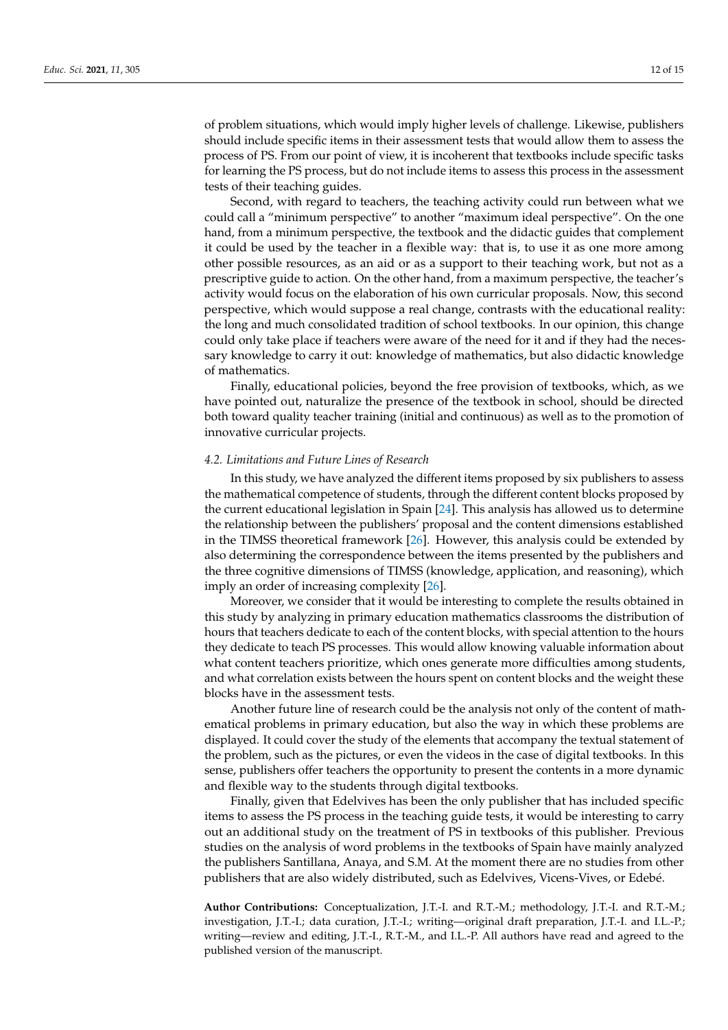of problem situations, which would imply higher levels of challenge. Likewise, publishers should include specific items in their assessment tests that would allow them to assess the process of PS. From our point of view, it is incoherent that textbooks include specific tasks for learning the PS process, but do not include items to assess this process in the assessment tests of their teaching guides.

Second, with regard to teachers, the teaching activity could run between what we could call a "minimum perspective" to another "maximum ideal perspective". On the one hand, from a minimum perspective, the textbook and the didactic guides that complement it could be used by the teacher in a flexible way: that is, to use it as one more among other possible resources, as an aid or as a support to their teaching work, but not as a prescriptive guide to action. On the other hand, from a maximum perspective, the teacher's activity would focus on the elaboration of his own curricular proposals. Now, this second perspective, which would suppose a real change, contrasts with the educational reality: the long and much consolidated tradition of school textbooks. In our opinion, this change could only take place if teachers were aware of the need for it and if they had the necessary knowledge to carry it out: knowledge of mathematics, but also didactic knowledge of mathematics.

Finally, educational policies, beyond the free provision of textbooks, which, as we have pointed out, naturalize the presence of the textbook in school, should be directed both toward quality teacher training (initial and continuous) as well as to the promotion of innovative curricular projects.

### *4.2. Limitations and Future Lines of Research*

In this study, we have analyzed the different items proposed by six publishers to assess the mathematical competence of students, through the different content blocks proposed by the current educational legislation in Spain [24]. This analysis has allowed us to determine the relationship between the publishers' proposal and the content dimensions established in the TIMSS theoretical framework [26]. However, this analysis could be extended by also determining the correspondence between the items presented by the publishers and the three cognitive dimensions of TIMSS (knowledge, application, and reasoning), which imply an order of increasing complexity [26].

Moreover, we consider that it would be interesting to complete the results obtained in this study by analyzing in primary education mathematics classrooms the distribution of hours that teachers dedicate to each of the content blocks, with special attention to the hours they dedicate to teach PS processes. This would allow knowing valuable information about what content teachers prioritize, which ones generate more difficulties among students, and what correlation exists between the hours spent on content blocks and the weight these blocks have in the assessment tests.

Another future line of research could be the analysis not only of the content of mathematical problems in primary education, but also the way in which these problems are displayed. It could cover the study of the elements that accompany the textual statement of the problem, such as the pictures, or even the videos in the case of digital textbooks. In this sense, publishers offer teachers the opportunity to present the contents in a more dynamic and flexible way to the students through digital textbooks.

Finally, given that Edelvives has been the only publisher that has included specific items to assess the PS process in the teaching guide tests, it would be interesting to carry out an additional study on the treatment of PS in textbooks of this publisher. Previous studies on the analysis of word problems in the textbooks of Spain have mainly analyzed the publishers Santillana, Anaya, and S.M. At the moment there are no studies from other publishers that are also widely distributed, such as Edelvives, Vicens-Vives, or Edebé.

**Author Contributions:** Conceptualization, J.T.-I. and R.T.-M.; methodology, J.T.-I. and R.T.-M.; investigation, J.T.-I.; data curation, J.T.-I.; writing—original draft preparation, J.T.-I. and I.L.-P.; writing—review and editing, J.T.-I., R.T.-M., and I.L.-P. All authors have read and agreed to the published version of the manuscript.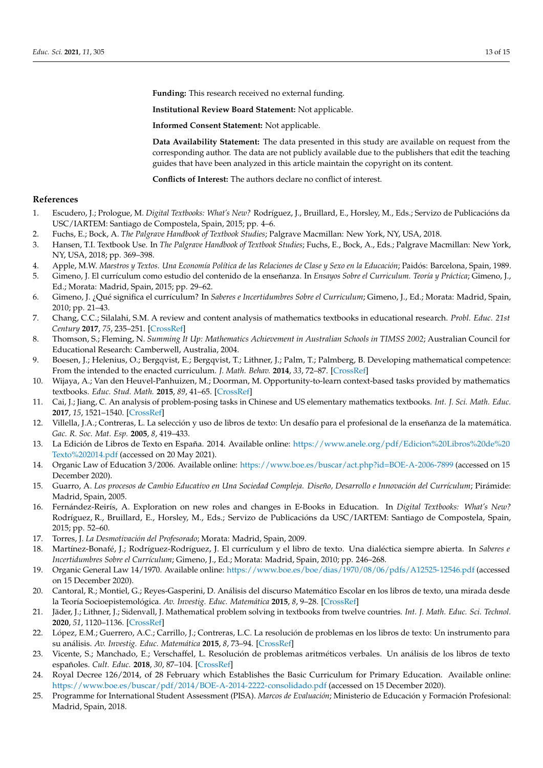**Funding:** This research received no external funding.

**Institutional Review Board Statement:** Not applicable.

**Informed Consent Statement:** Not applicable.

**Data Availability Statement:** The data presented in this study are available on request from the corresponding author. The data are not publicly available due to the publishers that edit the teaching guides that have been analyzed in this article maintain the copyright on its content.

**Conflicts of Interest:** The authors declare no conflict of interest.

## References

1. Escudero, J.; Prologue, M. *Digital Textbooks: What's New?* Rodríguez, J., Bruillard, E., Horsley, M., Eds.; Servizo de Publicacións da USC/IARTEM: Santiago de Compostela, Spain, 2015; pp. 4–6.
2. Fuchs, E.; Bock, A. *The Palgrave Handbook of Textbook Studies*; Palgrave Macmillan: New York, NY, USA, 2018.
3. Hansen, T.I. Textbook Use. In *The Palgrave Handbook of Textbook Studies*; Fuchs, E., Bock, A., Eds.; Palgrave Macmillan: New York, NY, USA, 2018; pp. 369–398.
4. Apple, M.W. *Maestros y Textos. Una Economía Política de las Relaciones de Clase y Sexo en la Educación*; Paidós: Barcelona, Spain, 1989.
5. Gimeno, J. El currículum como estudio del contenido de la enseñanza. In *Ensayos Sobre el Curriculum. Teoría y Práctica*; Gimeno, J., Ed.; Morata: Madrid, Spain, 2015; pp. 29–62.
6. Gimeno, J. ¿Qué significa el currículum? In *Saberes e Incertidumbres Sobre el Curriculum*; Gimeno, J., Ed.; Morata: Madrid, Spain, 2010; pp. 21–43.
7. Chang, C.C.; Silalahi, S.M. A review and content analysis of mathematics textbooks in educational research. *Probl. Educ. 21st Century* **2017**, *75*, 235–251. [CrossRef]
8. Thomson, S.; Fleming, N. *Summing It Up: Mathematics Achievement in Australian Schools in TIMSS 2002*; Australian Council for Educational Research: Camberwell, Australia, 2004.
9. Boesen, J.; Helenius, O.; Bergqvist, E.; Bergqvist, T.; Lithner, J.; Palm, T.; Palmberg, B. Developing mathematical competence: From the intended to the enacted curriculum. *J. Math. Behav.* **2014**, *33*, 72–87. [CrossRef]
10. Wijaya, A.; Van den Heuvel-Panhuizen, M.; Doorman, M. Opportunity-to-learn context-based tasks provided by mathematics textbooks. *Educ. Stud. Math.* **2015**, *89*, 41–65. [CrossRef]
11. Cai, J.; Jiang, C. An analysis of problem-posing tasks in Chinese and US elementary mathematics textbooks. *Int. J. Sci. Math. Educ.* **2017**, *15*, 1521–1540. [CrossRef]
12. Villella, J.A.; Contreras, L. La selección y uso de libros de texto: Un desafío para el profesional de la enseñanza de la matemática. *Gac. R. Soc. Mat. Esp.* **2005**, *8*, 419–433.
13. La Edición de Libros de Texto en España. 2014. Available online: https://www.anele.org/pdf/Edicion%20Libros%20de%20Texto%202014.pdf (accessed on 20 May 2021).
14. Organic Law of Education 3/2006. Available online: https://www.boe.es/buscar/act.php?id=BOE-A-2006-7899 (accessed on 15 December 2020).
15. Guarro, A. *Los procesos de Cambio Educativo en Una Sociedad Compleja. Diseño, Desarrollo e Innovación del Currículum*; Pirámide: Madrid, Spain, 2005.
16. Fernández-Reirís, A. Exploration on new roles and changes in E-Books in Education. In *Digital Textbooks: What's New?* Rodríguez, R., Bruillard, E., Horsley, M., Eds.; Servizo de Publicacións da USC/IARTEM: Santiago de Compostela, Spain, 2015; pp. 52–60.
17. Torres, J. *La Desmotivación del Profesorado*; Morata: Madrid, Spain, 2009.
18. Martínez-Bonafé, J.; Rodríguez-Rodríguez, J. El currículum y el libro de texto. Una dialéctica siempre abierta. In *Saberes e Incertidumbres Sobre el Currículum*; Gimeno, J., Ed.; Morata: Madrid, Spain, 2010; pp. 246–268.
19. Organic General Law 14/1970. Available online: https://www.boe.es/boe/dias/1970/08/06/pdfs/A12525-12546.pdf (accessed on 15 December 2020).
20. Cantoral, R.; Montiel, G.; Reyes-Gasperini, D. Análisis del discurso Matemático Escolar en los libros de texto, una mirada desde la Teoría Socioepistemológica. *Av. Investig. Educ. Matemática* **2015**, *8*, 9–28. [CrossRef]
21. Jäder, J.; Lithner, J.; Sidenvall, J. Mathematical problem solving in textbooks from twelve countries. *Int. J. Math. Educ. Sci. Technol.* **2020**, *51*, 1120–1136. [CrossRef]
22. López, E.M.; Guerrero, A.C.; Carrillo, J.; Contreras, L.C. La resolución de problemas en los libros de texto: Un instrumento para su análisis. *Av. Investig. Educ. Matemática* **2015**, *8*, 73–94. [CrossRef]
23. Vicente, S.; Manchado, E.; Verschaffel, L. Resolución de problemas aritméticos verbales. Un análisis de los libros de texto españoles. *Cult. Educ.* **2018**, *30*, 87–104. [CrossRef]
24. Royal Decree 126/2014, of 28 February which Establishes the Basic Curriculum for Primary Education. Available online: https://www.boe.es/buscar/pdf/2014/BOE-A-2014-2222-consolidado.pdf (accessed on 15 December 2020).
25. Programme for International Student Assessment (PISA). *Marcos de Evaluación*; Ministerio de Educación y Formación Profesional: Madrid, Spain, 2018.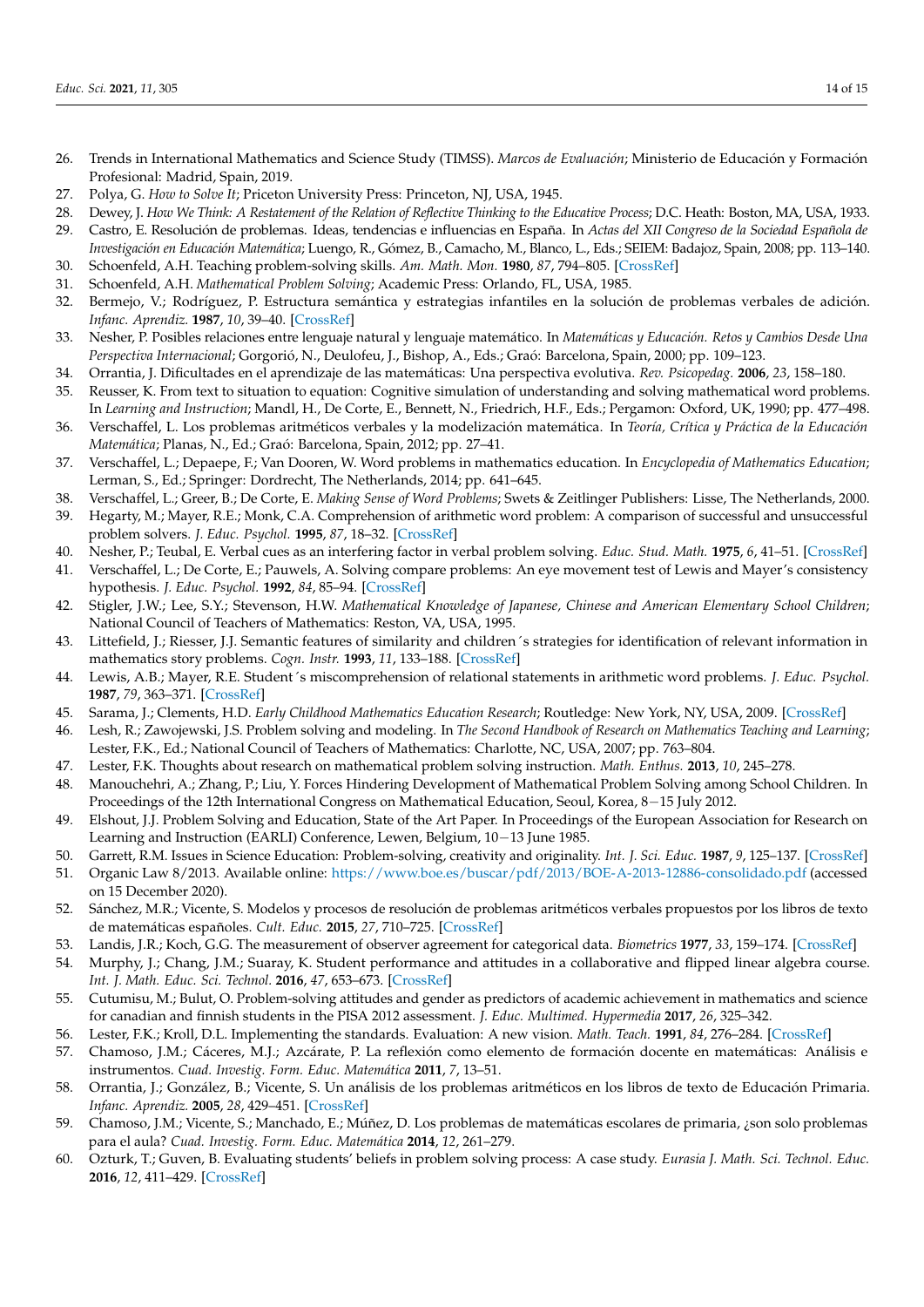26. Trends in International Mathematics and Science Study (TIMSS). *Marcos de Evaluación*; Ministerio de Educación y Formación Profesional: Madrid, Spain, 2019.
27. Polya, G. *How to Solve It*; Priceton University Press: Princeton, NJ, USA, 1945.
28. Dewey, J. *How We Think: A Restatement of the Relation of Reflective Thinking to the Educative Process*; D.C. Heath: Boston, MA, USA, 1933.
29. Castro, E. Resolución de problemas. Ideas, tendencias e influencias en España. In *Actas del XII Congreso de la Sociedad Española de Investigación en Educación Matemática*; Luengo, R., Gómez, B., Camacho, M., Blanco, L., Eds.; SEIEM: Badajoz, Spain, 2008; pp. 113–140.
30. Schoenfeld, A.H. Teaching problem-solving skills. *Am. Math. Mon.* **1980**, *87*, 794–805. [CrossRef]
31. Schoenfeld, A.H. *Mathematical Problem Solving*; Academic Press: Orlando, FL, USA, 1985.
32. Bermejo, V.; Rodríguez, P. Estructura semántica y estrategias infantiles en la solución de problemas verbales de adición. *Infanc. Aprendiz.* **1987**, *10*, 39–40. [CrossRef]
33. Nesher, P. Posibles relaciones entre lenguaje natural y lenguaje matemático. In *Matemáticas y Educación. Retos y Cambios Desde Una Perspectiva Internacional*; Gorgorió, N., Deulofeu, J., Bishop, A., Eds.; Graó: Barcelona, Spain, 2000; pp. 109–123.
34. Orrantia, J. Dificultades en el aprendizaje de las matemáticas: Una perspectiva evolutiva. *Rev. Psicopedag.* **2006**, *23*, 158–180.
35. Reusser, K. From text to situation to equation: Cognitive simulation of understanding and solving mathematical word problems. In *Learning and Instruction*; Mandl, H., De Corte, E., Bennett, N., Friedrich, H.F., Eds.; Pergamon: Oxford, UK, 1990; pp. 477–498.
36. Verschaffel, L. Los problemas aritméticos verbales y la modelización matemática. In *Teoría, Crítica y Práctica de la Educación Matemática*; Planas, N., Ed.; Graó: Barcelona, Spain, 2012; pp. 27–41.
37. Verschaffel, L.; Depaepe, F.; Van Dooren, W. Word problems in mathematics education. In *Encyclopedia of Mathematics Education*; Lerman, S., Ed.; Springer: Dordrecht, The Netherlands, 2014; pp. 641–645.
38. Verschaffel, L.; Greer, B.; De Corte, E. *Making Sense of Word Problems*; Swets & Zeitlinger Publishers: Lisse, The Netherlands, 2000.
39. Hegarty, M.; Mayer, R.E.; Monk, C.A. Comprehension of arithmetic word problem: A comparison of successful and unsuccessful problem solvers. *J. Educ. Psychol.* **1995**, *87*, 18–32. [CrossRef]
40. Nesher, P.; Teubal, E. Verbal cues as an interfering factor in verbal problem solving. *Educ. Stud. Math.* **1975**, *6*, 41–51. [CrossRef]
41. Verschaffel, L.; De Corte, E.; Pauwels, A. Solving compare problems: An eye movement test of Lewis and Mayer's consistency hypothesis. *J. Educ. Psychol.* **1992**, *84*, 85–94. [CrossRef]
42. Stigler, J.W.; Lee, S.Y.; Stevenson, H.W. *Mathematical Knowledge of Japanese, Chinese and American Elementary School Children*; National Council of Teachers of Mathematics: Reston, VA, USA, 1995.
43. Littefield, J.; Riesser, J.J. Semantic features of similarity and children´s strategies for identification of relevant information in mathematics story problems. *Cogn. Instr.* **1993**, *11*, 133–188. [CrossRef]
44. Lewis, A.B.; Mayer, R.E. Student´s miscomprehension of relational statements in arithmetic word problems. *J. Educ. Psychol.* **1987**, *79*, 363–371. [CrossRef]
45. Sarama, J.; Clements, H.D. *Early Childhood Mathematics Education Research*; Routledge: New York, NY, USA, 2009. [CrossRef]
46. Lesh, R.; Zawojewski, J.S. Problem solving and modeling. In *The Second Handbook of Research on Mathematics Teaching and Learning*; Lester, F.K., Ed.; National Council of Teachers of Mathematics: Charlotte, NC, USA, 2007; pp. 763–804.
47. Lester, F.K. Thoughts about research on mathematical problem solving instruction. *Math. Enthus.* **2013**, *10*, 245–278.
48. Manouchehri, A.; Zhang, P.; Liu, Y. Forces Hindering Development of Mathematical Problem Solving among School Children. In Proceedings of the 12th International Congress on Mathematical Education, Seoul, Korea, 8−15 July 2012.
49. Elshout, J.J. Problem Solving and Education, State of the Art Paper. In Proceedings of the European Association for Research on Learning and Instruction (EARLI) Conference, Lewen, Belgium, 10−13 June 1985.
50. Garrett, R.M. Issues in Science Education: Problem-solving, creativity and originality. *Int. J. Sci. Educ.* **1987**, *9*, 125–137. [CrossRef]
51. Organic Law 8/2013. Available online: https://www.boe.es/buscar/pdf/2013/BOE-A-2013-12886-consolidado.pdf (accessed on 15 December 2020).
52. Sánchez, M.R.; Vicente, S. Modelos y procesos de resolución de problemas aritméticos verbales propuestos por los libros de texto de matemáticas españoles. *Cult. Educ.* **2015**, *27*, 710–725. [CrossRef]
53. Landis, J.R.; Koch, G.G. The measurement of observer agreement for categorical data. *Biometrics* **1977**, *33*, 159–174. [CrossRef]
54. Murphy, J.; Chang, J.M.; Suaray, K. Student performance and attitudes in a collaborative and flipped linear algebra course. *Int. J. Math. Educ. Sci. Technol.* **2016**, *47*, 653–673. [CrossRef]
55. Cutumisu, M.; Bulut, O. Problem-solving attitudes and gender as predictors of academic achievement in mathematics and science for canadian and finnish students in the PISA 2012 assessment. *J. Educ. Multimed. Hypermedia* **2017**, *26*, 325–342.
56. Lester, F.K.; Kroll, D.L. Implementing the standards. Evaluation: A new vision. *Math. Teach.* **1991**, *84*, 276–284. [CrossRef]
57. Chamoso, J.M.; Cáceres, M.J.; Azcárate, P. La reflexión como elemento de formación docente en matemáticas: Análisis e instrumentos. *Cuad. Investig. Form. Educ. Matemática* **2011**, *7*, 13–51.
58. Orrantia, J.; González, B.; Vicente, S. Un análisis de los problemas aritméticos en los libros de texto de Educación Primaria. *Infanc. Aprendiz.* **2005**, *28*, 429–451. [CrossRef]
59. Chamoso, J.M.; Vicente, S.; Manchado, E.; Múñez, D. Los problemas de matemáticas escolares de primaria, ¿son solo problemas para el aula? *Cuad. Investig. Form. Educ. Matemática* **2014**, *12*, 261–279.
60. Ozturk, T.; Guven, B. Evaluating students' beliefs in problem solving process: A case study. *Eurasia J. Math. Sci. Technol. Educ.* **2016**, *12*, 411–429. [CrossRef]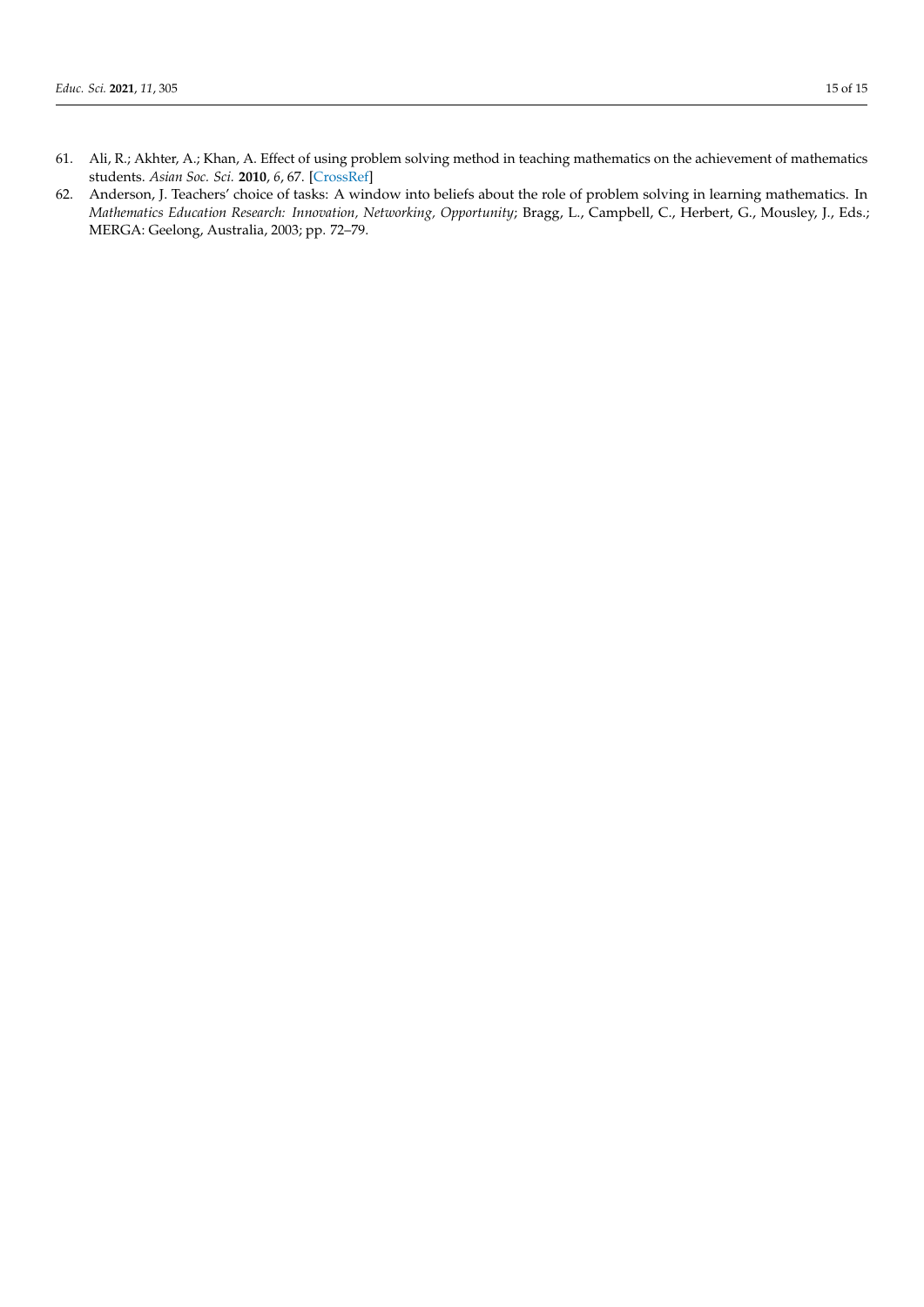61. Ali, R.; Akhter, A.; Khan, A. Effect of using problem solving method in teaching mathematics on the achievement of mathematics students. *Asian Soc. Sci.* **2010**, *6*, 67. [CrossRef]
62. Anderson, J. Teachers' choice of tasks: A window into beliefs about the role of problem solving in learning mathematics. In *Mathematics Education Research: Innovation, Networking, Opportunity*; Bragg, L., Campbell, C., Herbert, G., Mousley, J., Eds.; MERGA: Geelong, Australia, 2003; pp. 72–79.